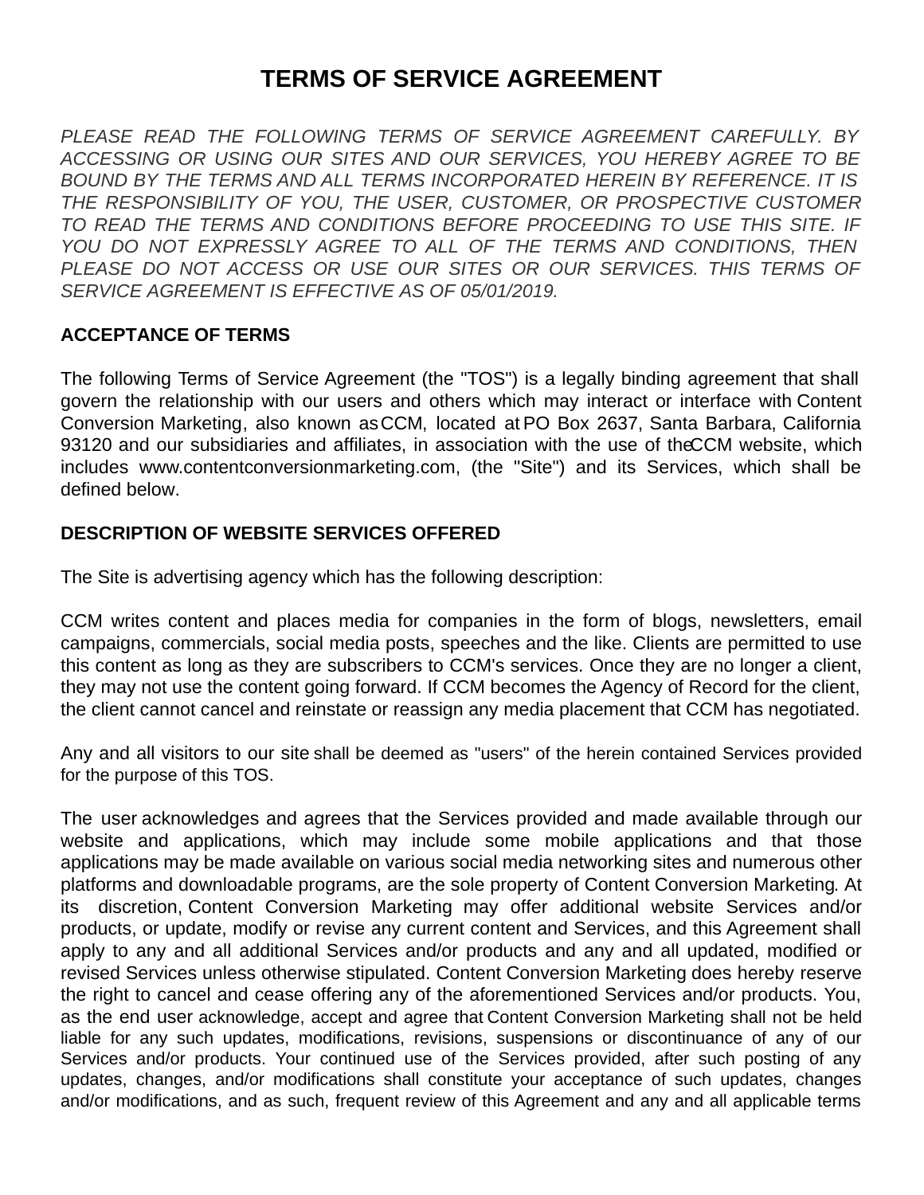# TERMS OF SERVICE AGREEMENT

*PLEASE READ THE FOLLOWING TERMS OF SERVICE AGREEMENT CAREFULLY. BY ACCESSING OR USING OUR SITES AND OUR SERVICES, YOU HEREBY AGREE TO BE BOUND BY THE TERMS AND ALL TERMS INCORPORATED HEREIN BY REFERENCE. IT IS THE RESPONSIBILITY OF YOU, THE USER, CUSTOMER, OR PROSPECTIVE CUSTOMER TO READ THE TERMS AND CONDITIONS BEFORE PROCEEDING TO USE THIS SITE. IF YOU DO NOT EXPRESSLY AGREE TO ALL OF THE TERMS AND CONDITIONS, THEN PLEASE DO NOT ACCESS OR USE OUR SITES OR OUR SERVICES. THIS TERMS OF SERVICE AGREEMENT IS EFFECTIVE AS OF 05/01/2019.*

## ACCEPTANCE OF TERMS

The following Terms of Service Agreement (the "TOS") is a legally binding agreement that shall govern the relationship with our users and others which may interact or interface with Content Conversion Marketing, also known as CCM, located at PO Box 2637, Santa Barbara, California 93120 and our subsidiaries and affiliates, in association with the use of the CCM website, which includes www.contentconversionmarketing.com, (the "Site") and its Services, which shall be defined below.

## DESCRIPTION OF WEBSITE SERVICES OFFERED

The Site is advertising agency which has the following description:

CCM writes content and places media for companies in the form of blogs, newsletters, email campaigns, commercials, social media posts, speeches and the like. Clients are permitted to use this content as long as they are subscribers to CCM's services. Once they are no longer a client, they may not use the content going forward. If CCM becomes the Agency of Record for the client, the client cannot cancel and reinstate or reassign any media placement that CCM has negotiated.

Any and all visitors to our site shall be deemed as "users" of the herein contained Services provided for the purpose of this TOS.

The user acknowledges and agrees that the Services provided and made available through our website and applications, which may include some mobile applications and that those applications may be made available on various social media networking sites and numerous other platforms and downloadable programs, are the sole property of Content Conversion Marketing. At its discretion, Content Conversion Marketing may offer additional website Services and/or products, or update, modify or revise any current content and Services, and this Agreement shall apply to any and all additional Services and/or products and any and all updated, modified or revised Services unless otherwise stipulated. Content Conversion Marketing does hereby reserve the right to cancel and cease offering any of the aforementioned Services and/or products. You, as the end user acknowledge, accept and agree that Content Conversion Marketing shall not be held liable for any such updates, modifications, revisions, suspensions or discontinuance of any of our Services and/or products. Your continued use of the Services provided, after such posting of any updates, changes, and/or modifications shall constitute your acceptance of such updates, changes and/or modifications, and as such, frequent review of this Agreement and any and all applicable terms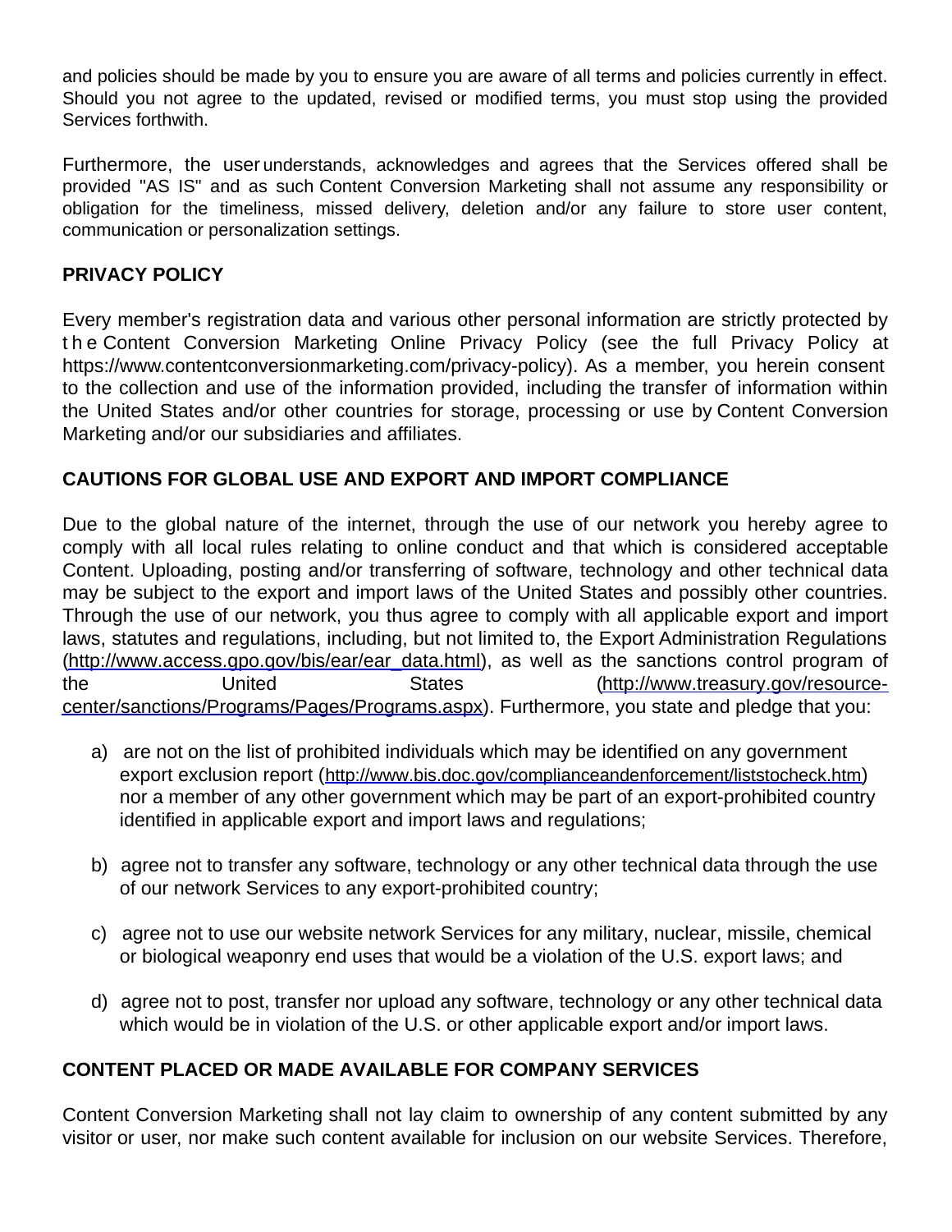and policies should be made by you to ensure you are aware of all terms and policies currently in effect. Should you not agree to the updated, revised or modified terms, you must stop using the provided Services forthwith.

Furthermore, the user understands, acknowledges and agrees that the Services offered shall be provided "AS IS" and as such Content Conversion Marketing shall not assume any responsibility or obligation for the timeliness, missed delivery, deletion and/or any failure to store user content, communication or personalization settings.

**PRIVACY POLICY**

Every member's registration data and various other personal information are strictly protected by the Content Conversion Marketing Online Privacy Policy (see the full Privacy Policy at https://www.contentconversionmarketing.com/privacy-policy). As a member, you herein consent to the collection and use of the information provided, including the transfer of information within the United States and/or other countries for storage, processing or use by Content Conversion Marketing and/or our subsidiaries and affiliates.

**CAUTIONS FOR GLOBAL USE AND EXPORT AND IMPORT COMPLIANCE**

Due to the global nature of the internet, through the use of our network you hereby agree to comply with all local rules relating to online conduct and that which is considered acceptable Content. Uploading, posting and/or transferring of software, technology and other technical data may be subject to the export and import laws of the United States and possibly other countries. Through the use of our network, you thus agree to comply with all applicable export and import laws, statutes and regulations, including, but not limited to, the Export Administration Regulations (http://www.access.gpo.gov/bis/ear/ear_data.html), as well as the sanctions control program of the United States (http://www.treasury.gov/resource-center/sanctions/Programs/Pages/Programs.aspx). Furthermore, you state and pledge that you:

a) are not on the list of prohibited individuals which may be identified on any government export exclusion report (http://www.bis.doc.gov/complianceandenforcement/liststocheck.htm) nor a member of any other government which may be part of an export-prohibited country identified in applicable export and import laws and regulations;

b) agree not to transfer any software, technology or any other technical data through the use of our network Services to any export-prohibited country;

c) agree not to use our website network Services for any military, nuclear, missile, chemical or biological weaponry end uses that would be a violation of the U.S. export laws; and

d) agree not to post, transfer nor upload any software, technology or any other technical data which would be in violation of the U.S. or other applicable export and/or import laws.

**CONTENT PLACED OR MADE AVAILABLE FOR COMPANY SERVICES**

Content Conversion Marketing shall not lay claim to ownership of any content submitted by any visitor or user, nor make such content available for inclusion on our website Services. Therefore,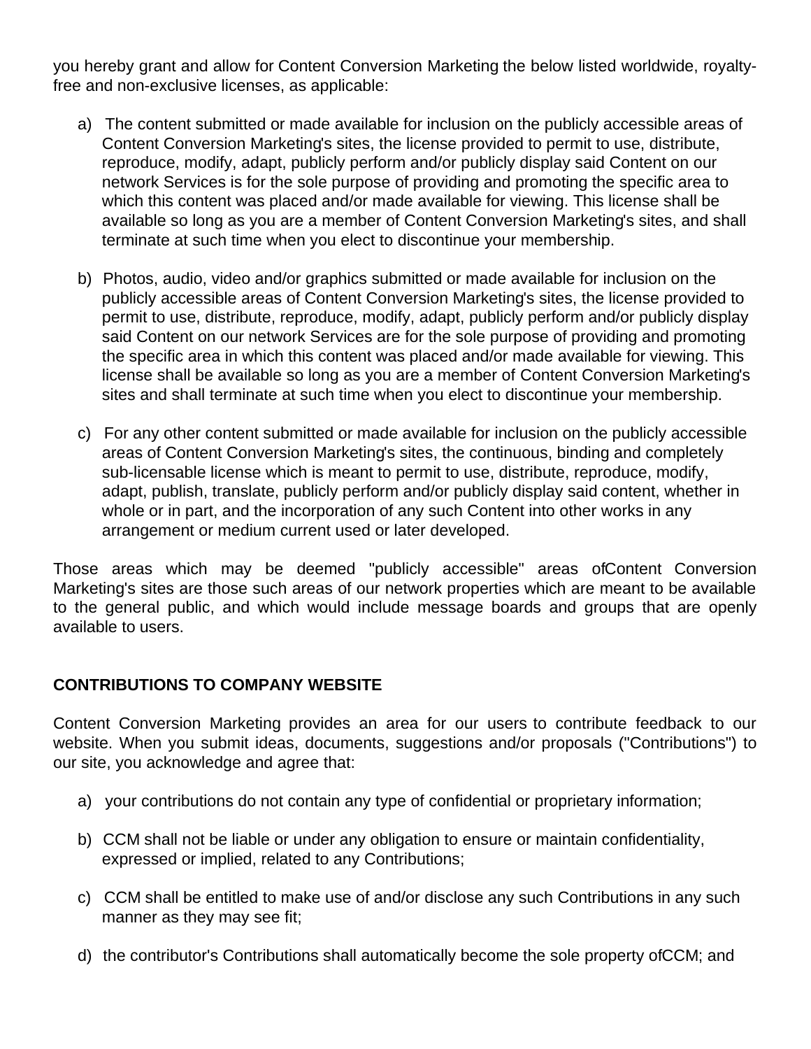you hereby grant and allow for Content Conversion Marketing the below listed worldwide, royalty-free and non-exclusive licenses, as applicable:

a) The content submitted or made available for inclusion on the publicly accessible areas of Content Conversion Marketing's sites, the license provided to permit to use, distribute, reproduce, modify, adapt, publicly perform and/or publicly display said Content on our network Services is for the sole purpose of providing and promoting the specific area to which this content was placed and/or made available for viewing. This license shall be available so long as you are a member of Content Conversion Marketing's sites, and shall terminate at such time when you elect to discontinue your membership.

b) Photos, audio, video and/or graphics submitted or made available for inclusion on the publicly accessible areas of Content Conversion Marketing's sites, the license provided to permit to use, distribute, reproduce, modify, adapt, publicly perform and/or publicly display said Content on our network Services are for the sole purpose of providing and promoting the specific area in which this content was placed and/or made available for viewing. This license shall be available so long as you are a member of Content Conversion Marketing's sites and shall terminate at such time when you elect to discontinue your membership.

c) For any other content submitted or made available for inclusion on the publicly accessible areas of Content Conversion Marketing's sites, the continuous, binding and completely sub-licensable license which is meant to permit to use, distribute, reproduce, modify, adapt, publish, translate, publicly perform and/or publicly display said content, whether in whole or in part, and the incorporation of any such Content into other works in any arrangement or medium current used or later developed.

Those areas which may be deemed "publicly accessible" areas ofContent Conversion Marketing's sites are those such areas of our network properties which are meant to be available to the general public, and which would include message boards and groups that are openly available to users.

**CONTRIBUTIONS TO COMPANY WEBSITE**

Content Conversion Marketing provides an area for our users to contribute feedback to our website. When you submit ideas, documents, suggestions and/or proposals ("Contributions") to our site, you acknowledge and agree that:

a) your contributions do not contain any type of confidential or proprietary information;

b) CCM shall not be liable or under any obligation to ensure or maintain confidentiality, expressed or implied, related to any Contributions;

c) CCM shall be entitled to make use of and/or disclose any such Contributions in any such manner as they may see fit;

d) the contributor's Contributions shall automatically become the sole property ofCCM; and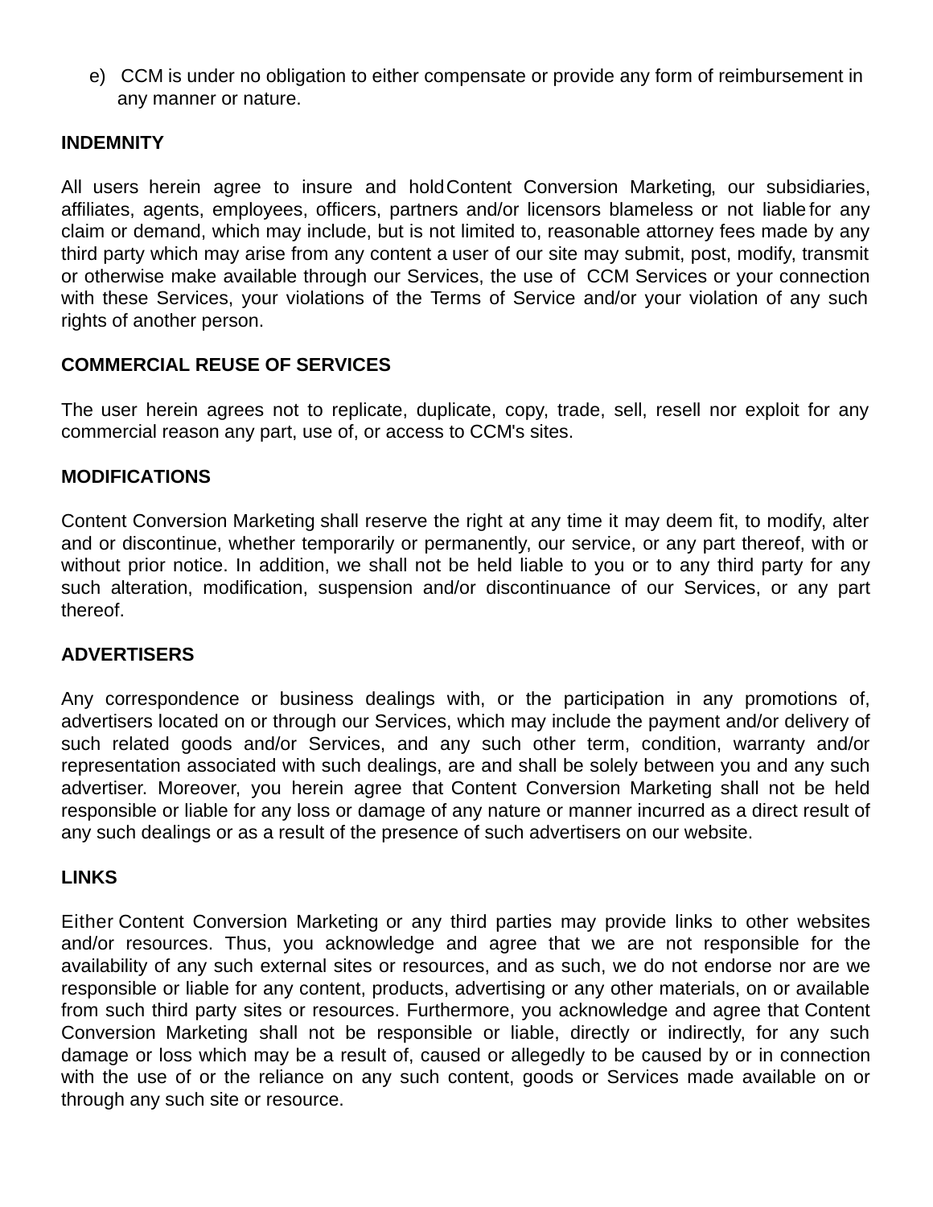e) CCM is under no obligation to either compensate or provide any form of reimbursement in any manner or nature.

**INDEMNITY**

All users herein agree to insure and hold Content Conversion Marketing, our subsidiaries, affiliates, agents, employees, officers, partners and/or licensors blameless or not liable for any claim or demand, which may include, but is not limited to, reasonable attorney fees made by any third party which may arise from any content a user of our site may submit, post, modify, transmit or otherwise make available through our Services, the use of CCM Services or your connection with these Services, your violations of the Terms of Service and/or your violation of any such rights of another person.

**COMMERCIAL REUSE OF SERVICES**

The user herein agrees not to replicate, duplicate, copy, trade, sell, resell nor exploit for any commercial reason any part, use of, or access to CCM's sites.

**MODIFICATIONS**

Content Conversion Marketing shall reserve the right at any time it may deem fit, to modify, alter and or discontinue, whether temporarily or permanently, our service, or any part thereof, with or without prior notice. In addition, we shall not be held liable to you or to any third party for any such alteration, modification, suspension and/or discontinuance of our Services, or any part thereof.

**ADVERTISERS**

Any correspondence or business dealings with, or the participation in any promotions of, advertisers located on or through our Services, which may include the payment and/or delivery of such related goods and/or Services, and any such other term, condition, warranty and/or representation associated with such dealings, are and shall be solely between you and any such advertiser. Moreover, you herein agree that Content Conversion Marketing shall not be held responsible or liable for any loss or damage of any nature or manner incurred as a direct result of any such dealings or as a result of the presence of such advertisers on our website.

**LINKS**

Either Content Conversion Marketing or any third parties may provide links to other websites and/or resources. Thus, you acknowledge and agree that we are not responsible for the availability of any such external sites or resources, and as such, we do not endorse nor are we responsible or liable for any content, products, advertising or any other materials, on or available from such third party sites or resources. Furthermore, you acknowledge and agree that Content Conversion Marketing shall not be responsible or liable, directly or indirectly, for any such damage or loss which may be a result of, caused or allegedly to be caused by or in connection with the use of or the reliance on any such content, goods or Services made available on or through any such site or resource.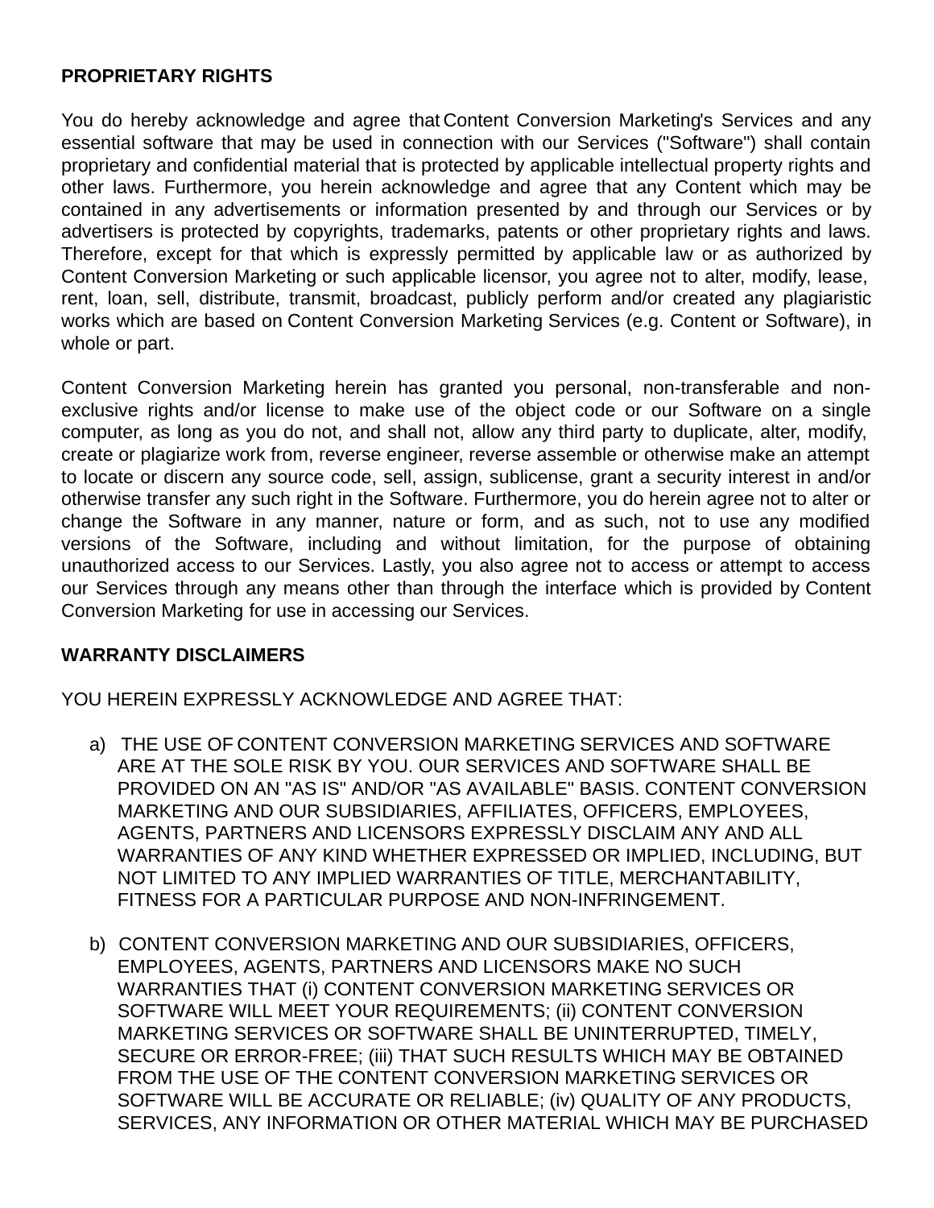**PROPRIETARY RIGHTS**

You do hereby acknowledge and agree that Content Conversion Marketing's Services and any essential software that may be used in connection with our Services ("Software") shall contain proprietary and confidential material that is protected by applicable intellectual property rights and other laws. Furthermore, you herein acknowledge and agree that any Content which may be contained in any advertisements or information presented by and through our Services or by advertisers is protected by copyrights, trademarks, patents or other proprietary rights and laws. Therefore, except for that which is expressly permitted by applicable law or as authorized by Content Conversion Marketing or such applicable licensor, you agree not to alter, modify, lease, rent, loan, sell, distribute, transmit, broadcast, publicly perform and/or created any plagiaristic works which are based on Content Conversion Marketing Services (e.g. Content or Software), in whole or part.

Content Conversion Marketing herein has granted you personal, non-transferable and non-exclusive rights and/or license to make use of the object code or our Software on a single computer, as long as you do not, and shall not, allow any third party to duplicate, alter, modify, create or plagiarize work from, reverse engineer, reverse assemble or otherwise make an attempt to locate or discern any source code, sell, assign, sublicense, grant a security interest in and/or otherwise transfer any such right in the Software. Furthermore, you do herein agree not to alter or change the Software in any manner, nature or form, and as such, not to use any modified versions of the Software, including and without limitation, for the purpose of obtaining unauthorized access to our Services. Lastly, you also agree not to access or attempt to access our Services through any means other than through the interface which is provided by Content Conversion Marketing for use in accessing our Services.

**WARRANTY DISCLAIMERS**

YOU HEREIN EXPRESSLY ACKNOWLEDGE AND AGREE THAT:

a) THE USE OF CONTENT CONVERSION MARKETING SERVICES AND SOFTWARE ARE AT THE SOLE RISK BY YOU. OUR SERVICES AND SOFTWARE SHALL BE PROVIDED ON AN "AS IS" AND/OR "AS AVAILABLE" BASIS. CONTENT CONVERSION MARKETING AND OUR SUBSIDIARIES, AFFILIATES, OFFICERS, EMPLOYEES, AGENTS, PARTNERS AND LICENSORS EXPRESSLY DISCLAIM ANY AND ALL WARRANTIES OF ANY KIND WHETHER EXPRESSED OR IMPLIED, INCLUDING, BUT NOT LIMITED TO ANY IMPLIED WARRANTIES OF TITLE, MERCHANTABILITY, FITNESS FOR A PARTICULAR PURPOSE AND NON-INFRINGEMENT.

b) CONTENT CONVERSION MARKETING AND OUR SUBSIDIARIES, OFFICERS, EMPLOYEES, AGENTS, PARTNERS AND LICENSORS MAKE NO SUCH WARRANTIES THAT (i) CONTENT CONVERSION MARKETING SERVICES OR SOFTWARE WILL MEET YOUR REQUIREMENTS; (ii) CONTENT CONVERSION MARKETING SERVICES OR SOFTWARE SHALL BE UNINTERRUPTED, TIMELY, SECURE OR ERROR-FREE; (iii) THAT SUCH RESULTS WHICH MAY BE OBTAINED FROM THE USE OF THE CONTENT CONVERSION MARKETING SERVICES OR SOFTWARE WILL BE ACCURATE OR RELIABLE; (iv) QUALITY OF ANY PRODUCTS, SERVICES, ANY INFORMATION OR OTHER MATERIAL WHICH MAY BE PURCHASED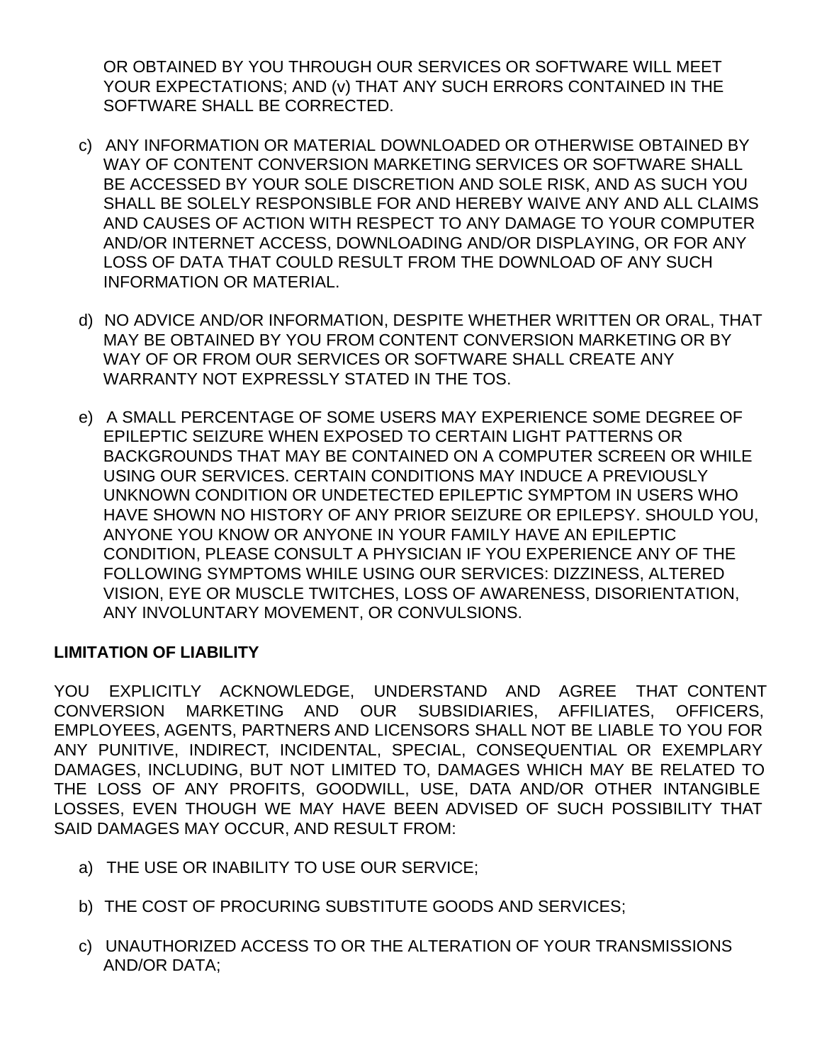OR OBTAINED BY YOU THROUGH OUR SERVICES OR SOFTWARE WILL MEET YOUR EXPECTATIONS; AND (v) THAT ANY SUCH ERRORS CONTAINED IN THE SOFTWARE SHALL BE CORRECTED.

c) ANY INFORMATION OR MATERIAL DOWNLOADED OR OTHERWISE OBTAINED BY WAY OF CONTENT CONVERSION MARKETING SERVICES OR SOFTWARE SHALL BE ACCESSED BY YOUR SOLE DISCRETION AND SOLE RISK, AND AS SUCH YOU SHALL BE SOLELY RESPONSIBLE FOR AND HEREBY WAIVE ANY AND ALL CLAIMS AND CAUSES OF ACTION WITH RESPECT TO ANY DAMAGE TO YOUR COMPUTER AND/OR INTERNET ACCESS, DOWNLOADING AND/OR DISPLAYING, OR FOR ANY LOSS OF DATA THAT COULD RESULT FROM THE DOWNLOAD OF ANY SUCH INFORMATION OR MATERIAL.

d) NO ADVICE AND/OR INFORMATION, DESPITE WHETHER WRITTEN OR ORAL, THAT MAY BE OBTAINED BY YOU FROM CONTENT CONVERSION MARKETING OR BY WAY OF OR FROM OUR SERVICES OR SOFTWARE SHALL CREATE ANY WARRANTY NOT EXPRESSLY STATED IN THE TOS.

e) A SMALL PERCENTAGE OF SOME USERS MAY EXPERIENCE SOME DEGREE OF EPILEPTIC SEIZURE WHEN EXPOSED TO CERTAIN LIGHT PATTERNS OR BACKGROUNDS THAT MAY BE CONTAINED ON A COMPUTER SCREEN OR WHILE USING OUR SERVICES. CERTAIN CONDITIONS MAY INDUCE A PREVIOUSLY UNKNOWN CONDITION OR UNDETECTED EPILEPTIC SYMPTOM IN USERS WHO HAVE SHOWN NO HISTORY OF ANY PRIOR SEIZURE OR EPILEPSY. SHOULD YOU, ANYONE YOU KNOW OR ANYONE IN YOUR FAMILY HAVE AN EPILEPTIC CONDITION, PLEASE CONSULT A PHYSICIAN IF YOU EXPERIENCE ANY OF THE FOLLOWING SYMPTOMS WHILE USING OUR SERVICES: DIZZINESS, ALTERED VISION, EYE OR MUSCLE TWITCHES, LOSS OF AWARENESS, DISORIENTATION, ANY INVOLUNTARY MOVEMENT, OR CONVULSIONS.

**LIMITATION OF LIABILITY**

YOU EXPLICITLY ACKNOWLEDGE, UNDERSTAND AND AGREE THAT CONTENT CONVERSION MARKETING AND OUR SUBSIDIARIES, AFFILIATES, OFFICERS, EMPLOYEES, AGENTS, PARTNERS AND LICENSORS SHALL NOT BE LIABLE TO YOU FOR ANY PUNITIVE, INDIRECT, INCIDENTAL, SPECIAL, CONSEQUENTIAL OR EXEMPLARY DAMAGES, INCLUDING, BUT NOT LIMITED TO, DAMAGES WHICH MAY BE RELATED TO THE LOSS OF ANY PROFITS, GOODWILL, USE, DATA AND/OR OTHER INTANGIBLE LOSSES, EVEN THOUGH WE MAY HAVE BEEN ADVISED OF SUCH POSSIBILITY THAT SAID DAMAGES MAY OCCUR, AND RESULT FROM:

a) THE USE OR INABILITY TO USE OUR SERVICE;

b) THE COST OF PROCURING SUBSTITUTE GOODS AND SERVICES;

c) UNAUTHORIZED ACCESS TO OR THE ALTERATION OF YOUR TRANSMISSIONS AND/OR DATA;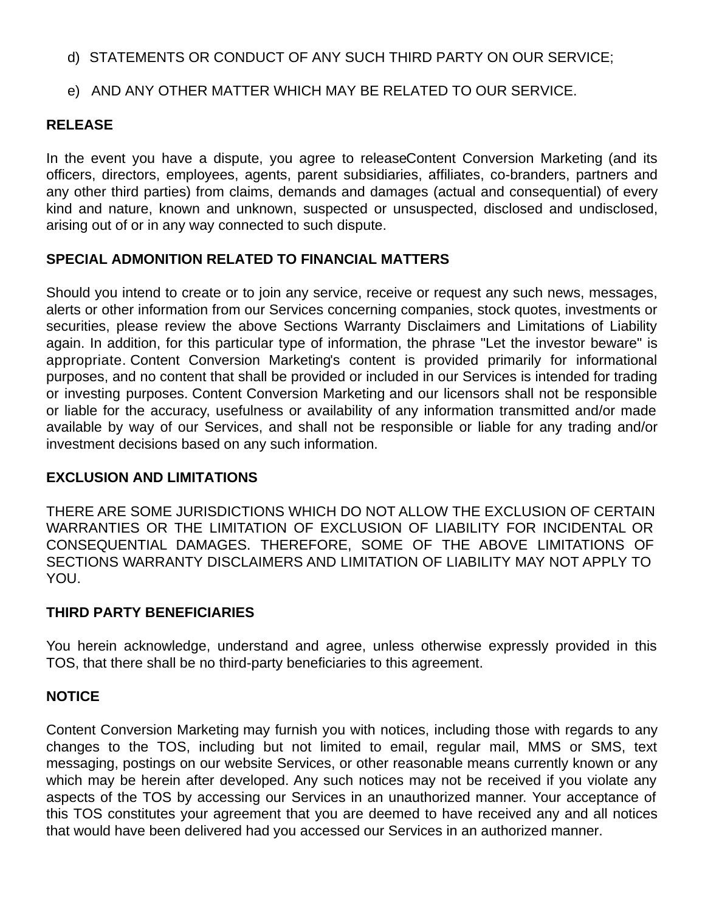d) STATEMENTS OR CONDUCT OF ANY SUCH THIRD PARTY ON OUR SERVICE;

e) AND ANY OTHER MATTER WHICH MAY BE RELATED TO OUR SERVICE.

**RELEASE**

In the event you have a dispute, you agree to releaseContent Conversion Marketing (and its officers, directors, employees, agents, parent subsidiaries, affiliates, co-branders, partners and any other third parties) from claims, demands and damages (actual and consequential) of every kind and nature, known and unknown, suspected or unsuspected, disclosed and undisclosed, arising out of or in any way connected to such dispute.

**SPECIAL ADMONITION RELATED TO FINANCIAL MATTERS**

Should you intend to create or to join any service, receive or request any such news, messages, alerts or other information from our Services concerning companies, stock quotes, investments or securities, please review the above Sections Warranty Disclaimers and Limitations of Liability again. In addition, for this particular type of information, the phrase "Let the investor beware" is appropriate. Content Conversion Marketing's content is provided primarily for informational purposes, and no content that shall be provided or included in our Services is intended for trading or investing purposes. Content Conversion Marketing and our licensors shall not be responsible or liable for the accuracy, usefulness or availability of any information transmitted and/or made available by way of our Services, and shall not be responsible or liable for any trading and/or investment decisions based on any such information.

**EXCLUSION AND LIMITATIONS**

THERE ARE SOME JURISDICTIONS WHICH DO NOT ALLOW THE EXCLUSION OF CERTAIN WARRANTIES OR THE LIMITATION OF EXCLUSION OF LIABILITY FOR INCIDENTAL OR CONSEQUENTIAL DAMAGES. THEREFORE, SOME OF THE ABOVE LIMITATIONS OF SECTIONS WARRANTY DISCLAIMERS AND LIMITATION OF LIABILITY MAY NOT APPLY TO YOU.

**THIRD PARTY BENEFICIARIES**

You herein acknowledge, understand and agree, unless otherwise expressly provided in this TOS, that there shall be no third-party beneficiaries to this agreement.

**NOTICE**

Content Conversion Marketing may furnish you with notices, including those with regards to any changes to the TOS, including but not limited to email, regular mail, MMS or SMS, text messaging, postings on our website Services, or other reasonable means currently known or any which may be herein after developed. Any such notices may not be received if you violate any aspects of the TOS by accessing our Services in an unauthorized manner. Your acceptance of this TOS constitutes your agreement that you are deemed to have received any and all notices that would have been delivered had you accessed our Services in an authorized manner.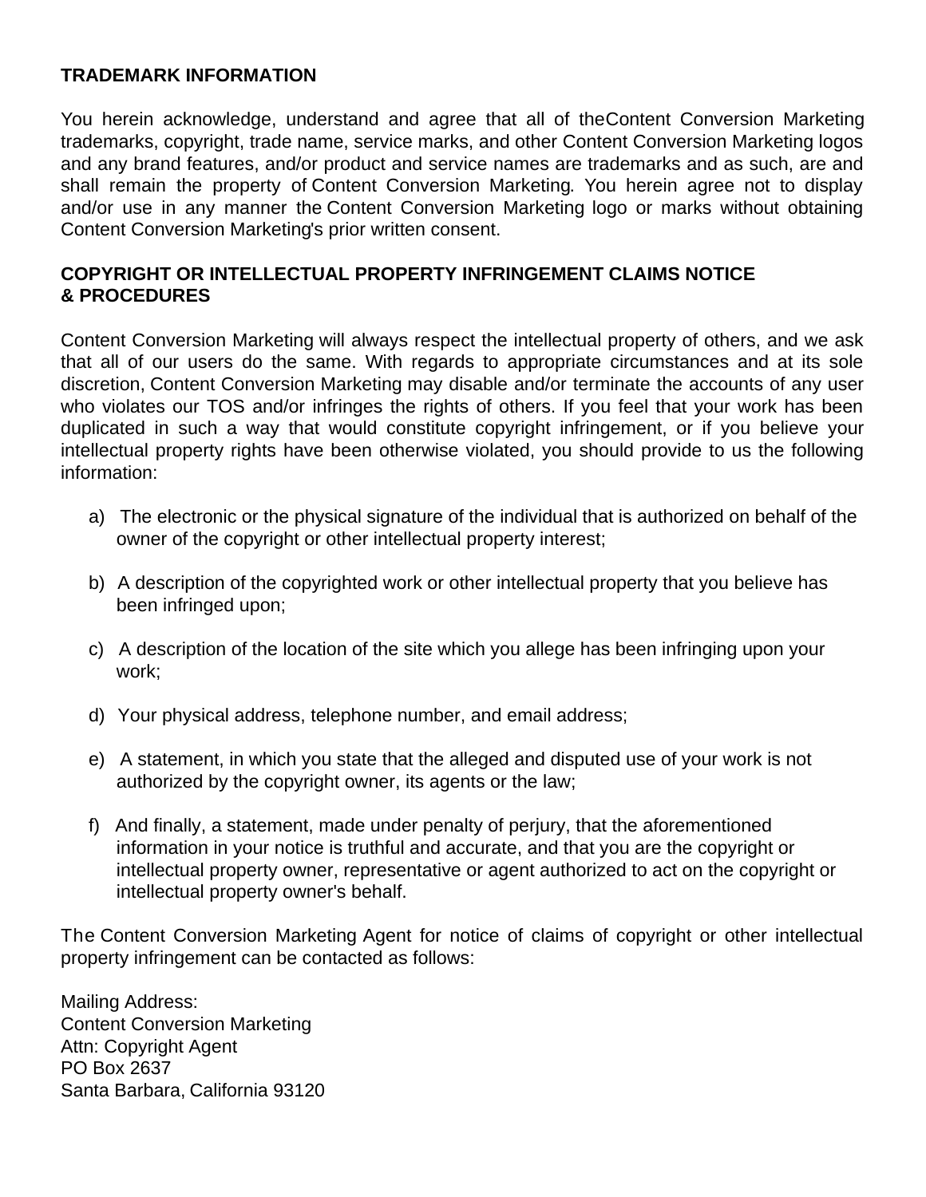**TRADEMARK INFORMATION**

You herein acknowledge, understand and agree that all of theContent Conversion Marketing trademarks, copyright, trade name, service marks, and other Content Conversion Marketing logos and any brand features, and/or product and service names are trademarks and as such, are and shall remain the property of Content Conversion Marketing. You herein agree not to display and/or use in any manner the Content Conversion Marketing logo or marks without obtaining Content Conversion Marketing's prior written consent.

**COPYRIGHT OR INTELLECTUAL PROPERTY INFRINGEMENT CLAIMS NOTICE & PROCEDURES**

Content Conversion Marketing will always respect the intellectual property of others, and we ask that all of our users do the same. With regards to appropriate circumstances and at its sole discretion, Content Conversion Marketing may disable and/or terminate the accounts of any user who violates our TOS and/or infringes the rights of others. If you feel that your work has been duplicated in such a way that would constitute copyright infringement, or if you believe your intellectual property rights have been otherwise violated, you should provide to us the following information:

a) The electronic or the physical signature of the individual that is authorized on behalf of the owner of the copyright or other intellectual property interest;

b) A description of the copyrighted work or other intellectual property that you believe has been infringed upon;

c) A description of the location of the site which you allege has been infringing upon your work;

d) Your physical address, telephone number, and email address;

e) A statement, in which you state that the alleged and disputed use of your work is not authorized by the copyright owner, its agents or the law;

f) And finally, a statement, made under penalty of perjury, that the aforementioned information in your notice is truthful and accurate, and that you are the copyright or intellectual property owner, representative or agent authorized to act on the copyright or intellectual property owner's behalf.

The Content Conversion Marketing Agent for notice of claims of copyright or other intellectual property infringement can be contacted as follows:

Mailing Address:
Content Conversion Marketing
Attn: Copyright Agent
PO Box 2637
Santa Barbara, California 93120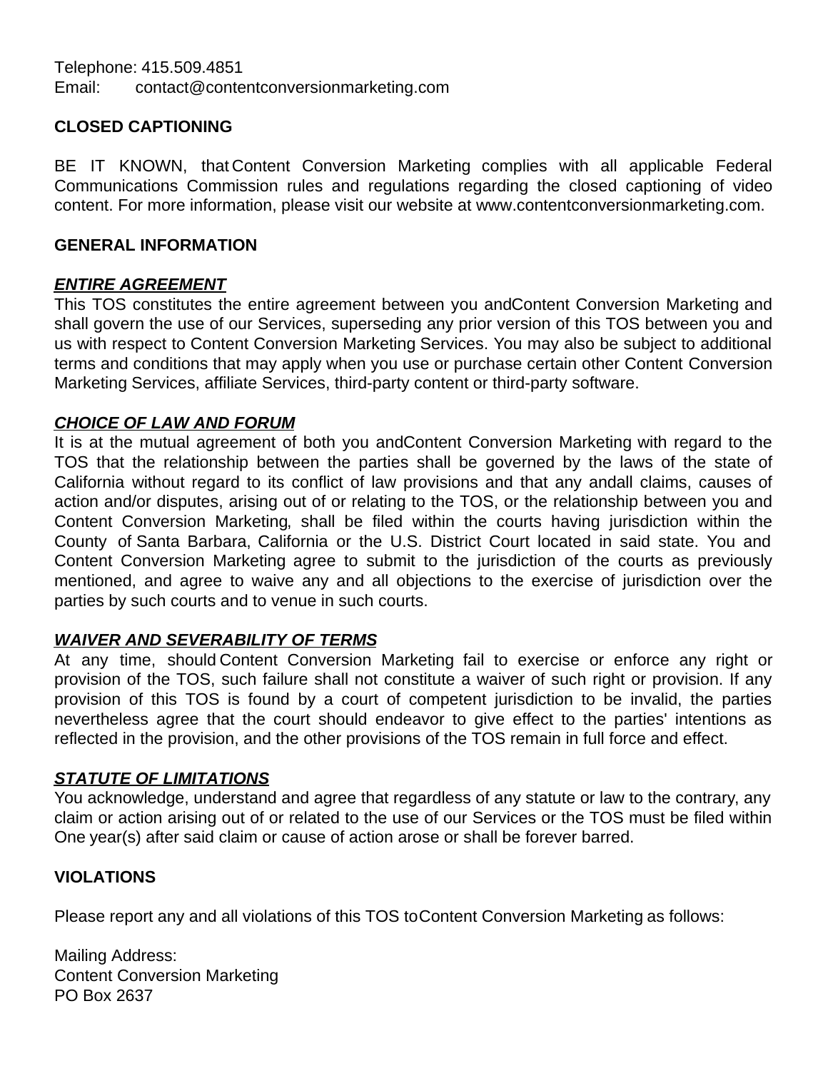Telephone: 415.509.4851
Email: contact@contentconversionmarketing.com

**CLOSED CAPTIONING**

BE IT KNOWN, that Content Conversion Marketing complies with all applicable Federal Communications Commission rules and regulations regarding the closed captioning of video content. For more information, please visit our website at www.contentconversionmarketing.com.

**GENERAL INFORMATION**

***ENTIRE AGREEMENT***

This TOS constitutes the entire agreement between you andContent Conversion Marketing and shall govern the use of our Services, superseding any prior version of this TOS between you and us with respect to Content Conversion Marketing Services. You may also be subject to additional terms and conditions that may apply when you use or purchase certain other Content Conversion Marketing Services, affiliate Services, third-party content or third-party software.

***CHOICE OF LAW AND FORUM***

It is at the mutual agreement of both you andContent Conversion Marketing with regard to the TOS that the relationship between the parties shall be governed by the laws of the state of California without regard to its conflict of law provisions and that any andall claims, causes of action and/or disputes, arising out of or relating to the TOS, or the relationship between you and Content Conversion Marketing, shall be filed within the courts having jurisdiction within the County of Santa Barbara, California or the U.S. District Court located in said state. You and Content Conversion Marketing agree to submit to the jurisdiction of the courts as previously mentioned, and agree to waive any and all objections to the exercise of jurisdiction over the parties by such courts and to venue in such courts.

***WAIVER AND SEVERABILITY OF TERMS***

At any time, should Content Conversion Marketing fail to exercise or enforce any right or provision of the TOS, such failure shall not constitute a waiver of such right or provision. If any provision of this TOS is found by a court of competent jurisdiction to be invalid, the parties nevertheless agree that the court should endeavor to give effect to the parties' intentions as reflected in the provision, and the other provisions of the TOS remain in full force and effect.

***STATUTE OF LIMITATIONS***

You acknowledge, understand and agree that regardless of any statute or law to the contrary, any claim or action arising out of or related to the use of our Services or the TOS must be filed within One year(s) after said claim or cause of action arose or shall be forever barred.

**VIOLATIONS**

Please report any and all violations of this TOS toContent Conversion Marketing as follows:

Mailing Address:
Content Conversion Marketing
PO Box 2637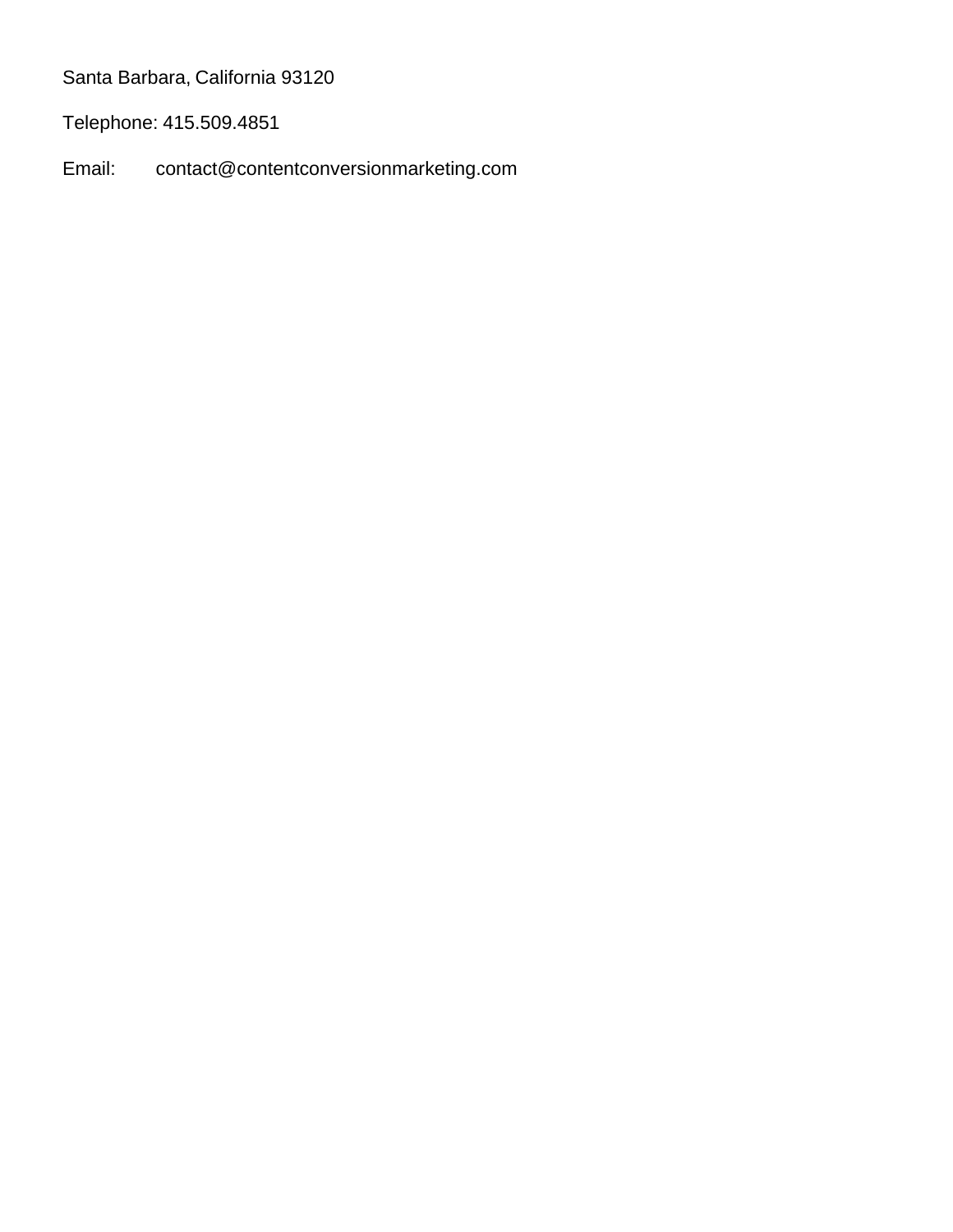Santa Barbara, California 93120

Telephone: 415.509.4851

Email: contact@contentconversionmarketing.com